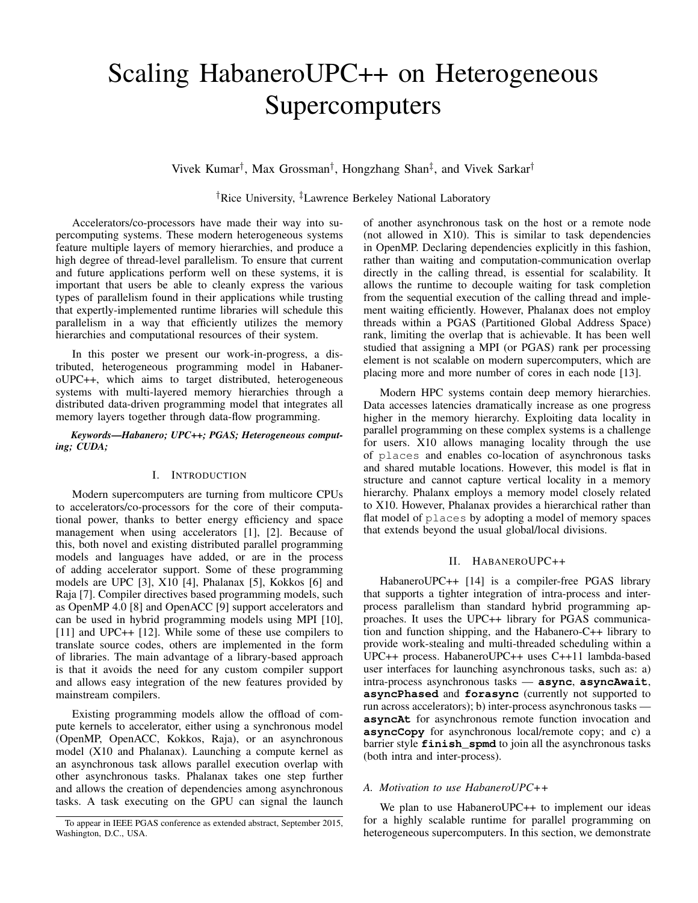# Scaling HabaneroUPC++ on Heterogeneous Supercomputers

Vivek Kumar[†], Max Grossman[†], Hongzhang Shan[‡], and Vivek Sarkar[†]

[†]Rice University, [‡]Lawrence Berkeley National Laboratory

Accelerators/co-processors have made their way into supercomputing systems. These modern heterogeneous systems feature multiple layers of memory hierarchies, and produce a high degree of thread-level parallelism. To ensure that current and future applications perform well on these systems, it is important that users be able to cleanly express the various types of parallelism found in their applications while trusting that expertly-implemented runtime libraries will schedule this parallelism in a way that efficiently utilizes the memory hierarchies and computational resources of their system.

In this poster we present our work-in-progress, a distributed, heterogeneous programming model in HabaneroUPC++, which aims to target distributed, heterogeneous systems with multi-layered memory hierarchies through a distributed data-driven programming model that integrates all memory layers together through data-flow programming.

***Keywords—Habanero; UPC++; PGAS; Heterogeneous computing; CUDA;***

## I. Introduction

Modern supercomputers are turning from multicore CPUs to accelerators/co-processors for the core of their computational power, thanks to better energy efficiency and space management when using accelerators [1], [2]. Because of this, both novel and existing distributed parallel programming models and languages have added, or are in the process of adding accelerator support. Some of these programming models are UPC [3], X10 [4], Phalanax [5], Kokkos [6] and Raja [7]. Compiler directives based programming models, such as OpenMP 4.0 [8] and OpenACC [9] support accelerators and can be used in hybrid programming models using MPI [10], [11] and UPC++ [12]. While some of these use compilers to translate source codes, others are implemented in the form of libraries. The main advantage of a library-based approach is that it avoids the need for any custom compiler support and allows easy integration of the new features provided by mainstream compilers.

Existing programming models allow the offload of compute kernels to accelerator, either using a synchronous model (OpenMP, OpenACC, Kokkos, Raja), or an asynchronous model (X10 and Phalanax). Launching a compute kernel as an asynchronous task allows parallel execution overlap with other asynchronous tasks. Phalanax takes one step further and allows the creation of dependencies among asynchronous tasks. A task executing on the GPU can signal the launch of another asynchronous task on the host or a remote node (not allowed in X10). This is similar to task dependencies in OpenMP. Declaring dependencies explicitly in this fashion, rather than waiting and computation-communication overlap directly in the calling thread, is essential for scalability. It allows the runtime to decouple waiting for task completion from the sequential execution of the calling thread and implement waiting efficiently. However, Phalanax does not employ threads within a PGAS (Partitioned Global Address Space) rank, limiting the overlap that is achievable. It has been well studied that assigning a MPI (or PGAS) rank per processing element is not scalable on modern supercomputers, which are placing more and more number of cores in each node [13].

Modern HPC systems contain deep memory hierarchies. Data accesses latencies dramatically increase as one progress higher in the memory hierarchy. Exploiting data locality in parallel programming on these complex systems is a challenge for users. X10 allows managing locality through the use of `places` and enables co-location of asynchronous tasks and shared mutable locations. However, this model is flat in structure and cannot capture vertical locality in a memory hierarchy. Phalanx employs a memory model closely related to X10. However, Phalanax provides a hierarchical rather than flat model of `places` by adopting a model of memory spaces that extends beyond the usual global/local divisions.

## II. HabaneroUPC++

HabaneroUPC++ [14] is a compiler-free PGAS library that supports a tighter integration of intra-process and inter-process parallelism than standard hybrid programming approaches. It uses the UPC++ library for PGAS communication and function shipping, and the Habanero-C++ library to provide work-stealing and multi-threaded scheduling within a UPC++ process. HabaneroUPC++ uses C++11 lambda-based user interfaces for launching asynchronous tasks, such as: a) intra-process asynchronous tasks — **`async`**, **`asyncAwait`**, **`asyncPhased`** and **`forasync`** (currently not supported to run across accelerators); b) inter-process asynchronous tasks — **`asyncAt`** for asynchronous remote function invocation and **`asyncCopy`** for asynchronous local/remote copy; and c) a barrier style **`finish_spmd`** to join all the asynchronous tasks (both intra and inter-process).

### A. Motivation to use HabaneroUPC++

We plan to use HabaneroUPC++ to implement our ideas for a highly scalable runtime for parallel programming on heterogeneous supercomputers. In this section, we demonstrate

To appear in IEEE PGAS conference as extended abstract, September 2015, Washington, D.C., USA.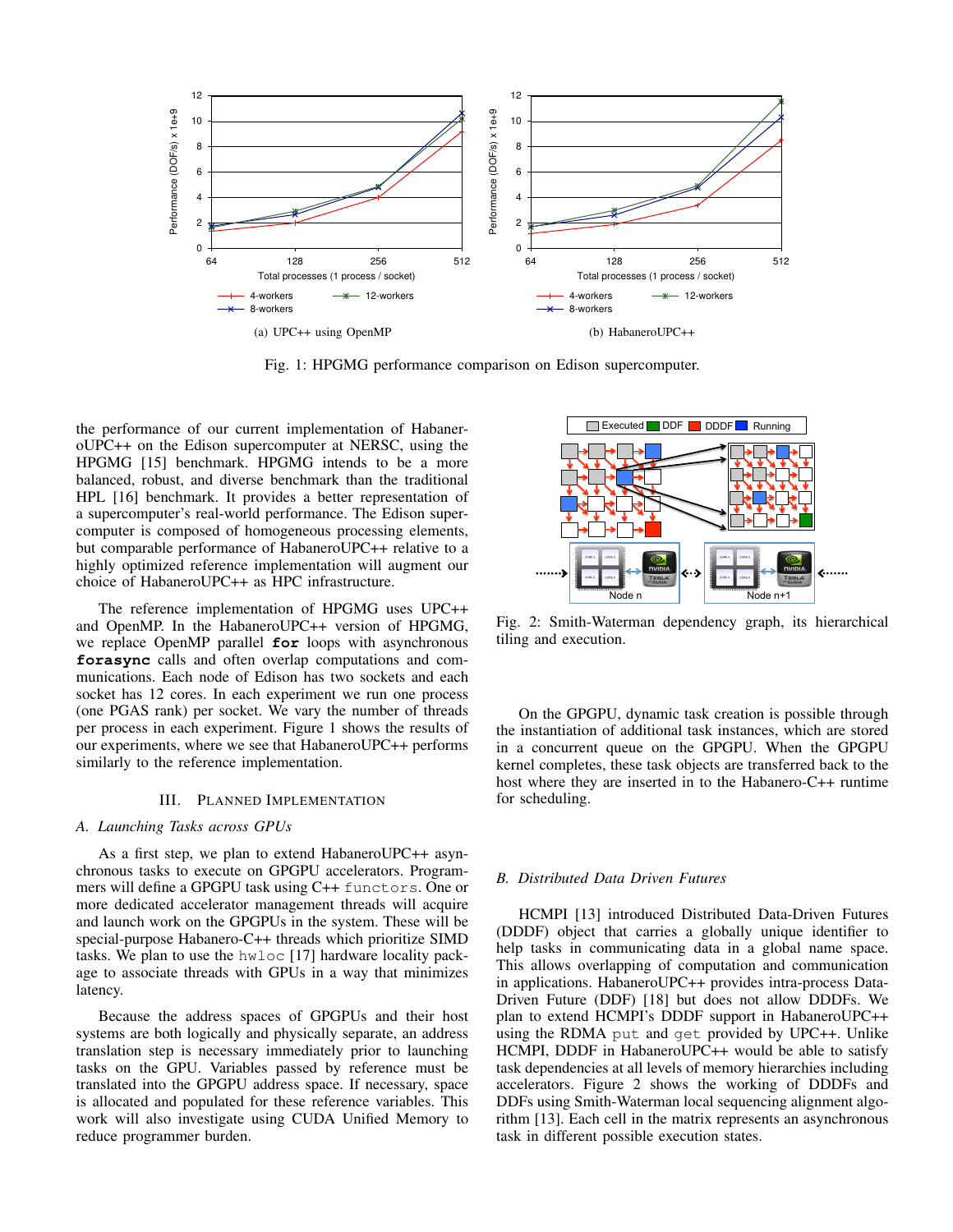(a) UPC++ using OpenMP

(b) HabaneroUPC++

Fig. 1: HPGMG performance comparison on Edison supercomputer.

the performance of our current implementation of HabaneroUPC++ on the Edison supercomputer at NERSC, using the HPGMG [15] benchmark. HPGMG intends to be a more balanced, robust, and diverse benchmark than the traditional HPL [16] benchmark. It provides a better representation of a supercomputer's real-world performance. The Edison supercomputer is composed of homogeneous processing elements, but comparable performance of HabaneroUPC++ relative to a highly optimized reference implementation will augment our choice of HabaneroUPC++ as HPC infrastructure.

The reference implementation of HPGMG uses UPC++ and OpenMP. In the HabaneroUPC++ version of HPGMG, we replace OpenMP parallel **for** loops with asynchronous **forasync** calls and often overlap computations and communications. Each node of Edison has two sockets and each socket has 12 cores. In each experiment we run one process (one PGAS rank) per socket. We vary the number of threads per process in each experiment. Figure 1 shows the results of our experiments, where we see that HabaneroUPC++ performs similarly to the reference implementation.

## III. Planned Implementation

### A. Launching Tasks across GPUs

As a first step, we plan to extend HabaneroUPC++ asynchronous tasks to execute on GPGPU accelerators. Programmers will define a GPGPU task using C++ `functors`. One or more dedicated accelerator management threads will acquire and launch work on the GPUs in the system. These will be special-purpose Habanero-C++ threads which prioritize SIMD tasks. We plan to use the `hwloc` [17] hardware locality package to associate threads with GPUs in a way that minimizes latency.

Because the address spaces of GPGPUs and their host systems are both logically and physically separate, an address translation step is necessary immediately prior to launching tasks on the GPU. Variables passed by reference must be translated into the GPGPU address space. If necessary, space is allocated and populated for these reference variables. This work will also investigate using CUDA Unified Memory to reduce programmer burden.

Fig. 2: Smith-Waterman dependency graph, its hierarchical tiling and execution.

On the GPGPU, dynamic task creation is possible through the instantiation of additional task instances, which are stored in a concurrent queue on the GPGPU. When the GPGPU kernel completes, these task objects are transferred back to the host where they are inserted in to the Habanero-C++ runtime for scheduling.

### B. Distributed Data Driven Futures

HCMPI [13] introduced Distributed Data-Driven Futures (DDDF) object that carries a globally unique identifier to help tasks in communicating data in a global name space. This allows overlapping of computation and communication in applications. HabaneroUPC++ provides intra-process Data-Driven Future (DDF) [18] but does not allow DDDFs. We plan to extend HCMPI's DDDF support in HabaneroUPC++ using the RDMA `put` and `get` provided by UPC++. Unlike HCMPI, DDDF in HabaneroUPC++ would be able to satisfy task dependencies at all levels of memory hierarchies including accelerators. Figure 2 shows the working of DDDFs and DDFs using Smith-Waterman local sequencing alignment algorithm [13]. Each cell in the matrix represents an asynchronous task in different possible execution states.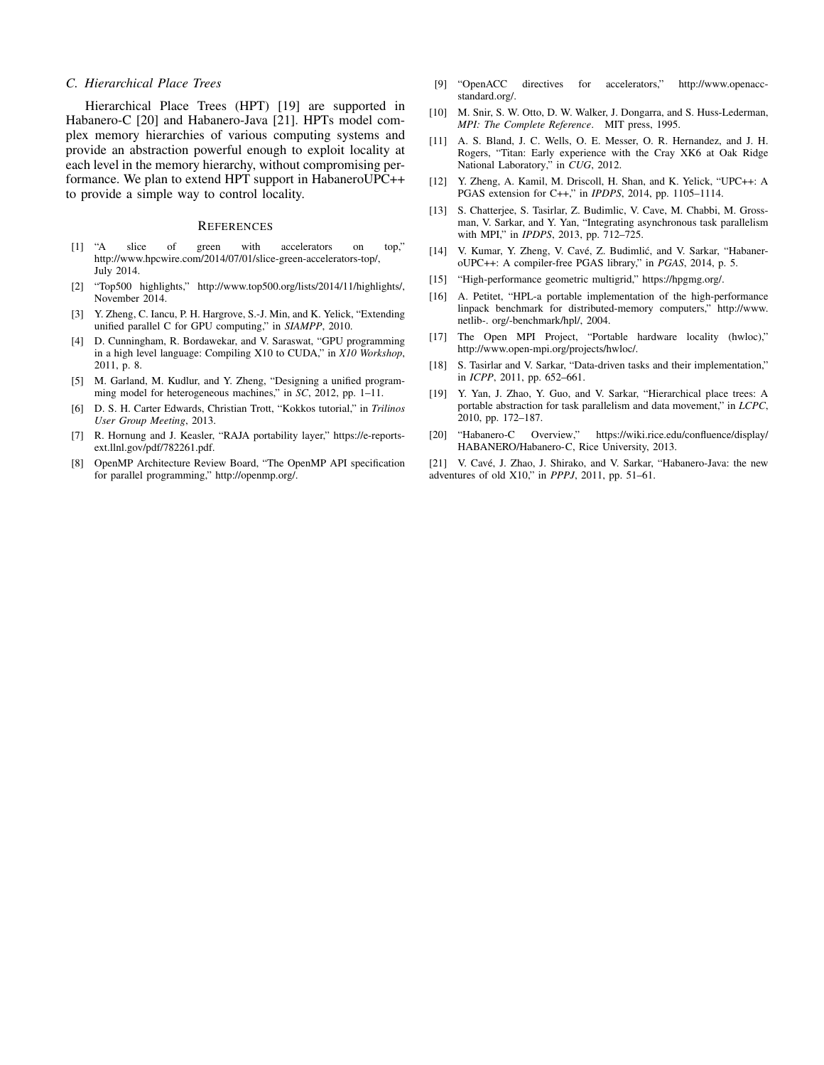### C. Hierarchical Place Trees

Hierarchical Place Trees (HPT) [19] are supported in Habanero-C [20] and Habanero-Java [21]. HPTs model complex memory hierarchies of various computing systems and provide an abstraction powerful enough to exploit locality at each level in the memory hierarchy, without compromising performance. We plan to extend HPT support in HabaneroUPC++ to provide a simple way to control locality.

## References

[1] "A slice of green with accelerators on top," http://www.hpcwire.com/2014/07/01/slice-green-accelerators-top/, July 2014.

[2] "Top500 highlights," http://www.top500.org/lists/2014/11/highlights/, November 2014.

[3] Y. Zheng, C. Iancu, P. H. Hargrove, S.-J. Min, and K. Yelick, "Extending unified parallel C for GPU computing," in *SIAMPP*, 2010.

[4] D. Cunningham, R. Bordawekar, and V. Saraswat, "GPU programming in a high level language: Compiling X10 to CUDA," in *X10 Workshop*, 2011, p. 8.

[5] M. Garland, M. Kudlur, and Y. Zheng, "Designing a unified programming model for heterogeneous machines," in *SC*, 2012, pp. 1–11.

[6] D. S. H. Carter Edwards, Christian Trott, "Kokkos tutorial," in *Trilinos User Group Meeting*, 2013.

[7] R. Hornung and J. Keasler, "RAJA portability layer," https://e-reports-ext.llnl.gov/pdf/782261.pdf.

[8] OpenMP Architecture Review Board, "The OpenMP API specification for parallel programming," http://openmp.org/.

[9] "OpenACC directives for accelerators," http://www.openacc-standard.org/.

[10] M. Snir, S. W. Otto, D. W. Walker, J. Dongarra, and S. Huss-Lederman, *MPI: The Complete Reference*. MIT press, 1995.

[11] A. S. Bland, J. C. Wells, O. E. Messer, O. R. Hernandez, and J. H. Rogers, "Titan: Early experience with the Cray XK6 at Oak Ridge National Laboratory," in *CUG*, 2012.

[12] Y. Zheng, A. Kamil, M. Driscoll, H. Shan, and K. Yelick, "UPC++: A PGAS extension for C++," in *IPDPS*, 2014, pp. 1105–1114.

[13] S. Chatterjee, S. Tasirlar, Z. Budimlic, V. Cave, M. Chabbi, M. Grossman, V. Sarkar, and Y. Yan, "Integrating asynchronous task parallelism with MPI," in *IPDPS*, 2013, pp. 712–725.

[14] V. Kumar, Y. Zheng, V. Cavé, Z. Budimlić, and V. Sarkar, "HabanerOUPC++: A compiler-free PGAS library," in *PGAS*, 2014, p. 5.

[15] "High-performance geometric multigrid," https://hpgmg.org/.

[16] A. Petitet, "HPL-a portable implementation of the high-performance linpack benchmark for distributed-memory computers," http://www.netlib-. org/-benchmark/hpl/, 2004.

[17] The Open MPI Project, "Portable hardware locality (hwloc)," http://www.open-mpi.org/projects/hwloc/.

[18] S. Tasirlar and V. Sarkar, "Data-driven tasks and their implementation," in *ICPP*, 2011, pp. 652–661.

[19] Y. Yan, J. Zhao, Y. Guo, and V. Sarkar, "Hierarchical place trees: A portable abstraction for task parallelism and data movement," in *LCPC*, 2010, pp. 172–187.

[20] "Habanero-C Overview," https://wiki.rice.edu/confluence/display/HABANERO/Habanero-C, Rice University, 2013.

[21] V. Cavé, J. Zhao, J. Shirako, and V. Sarkar, "Habanero-Java: the new adventures of old X10," in *PPPJ*, 2011, pp. 51–61.